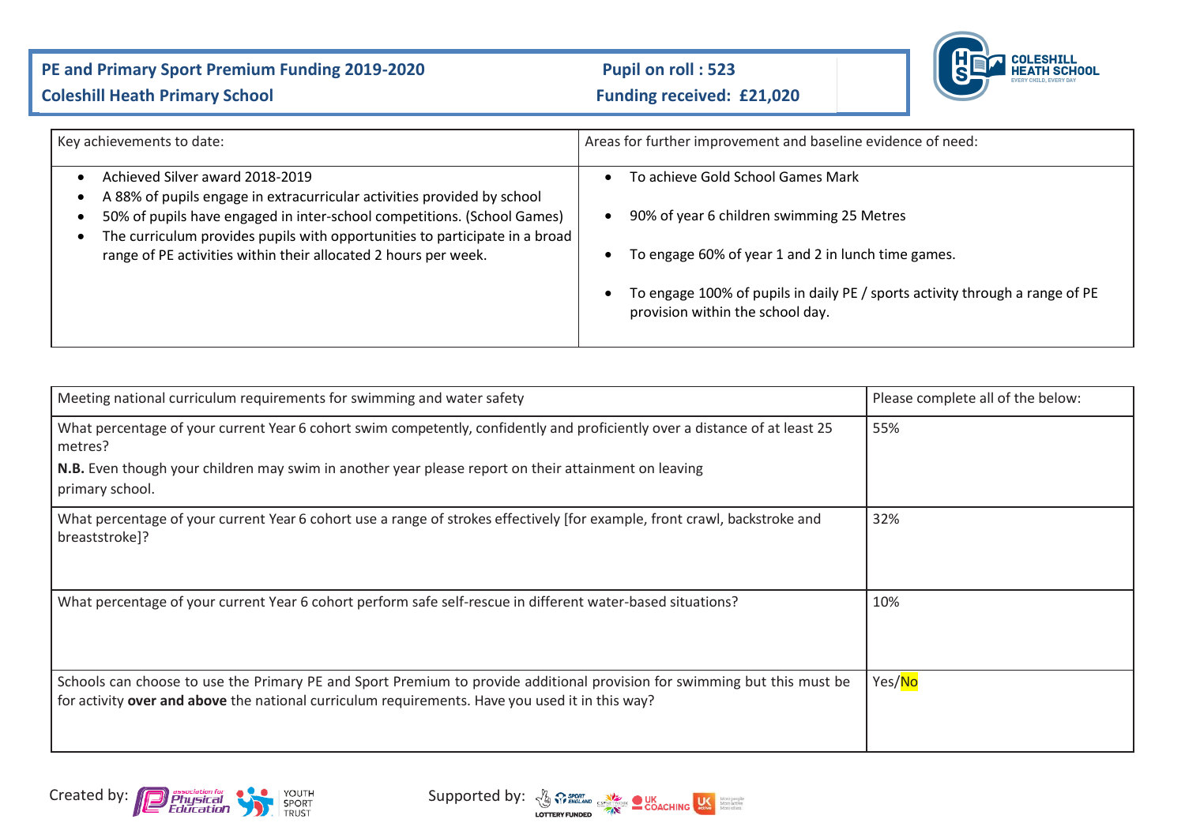**PE and Primary Sport Premium Funding 2019-2020**

**Coleshill Heath Primary School**

**Pupil on roll : 523**

**Funding received: £21,020**

| Key achievements to date: | Areas for further improvement and baseline evidence of need: |
|---|---|
| <ul><li>Achieved Silver award 2018-2019</li><li>A 88% of pupils engage in extracurricular activities provided by school</li><li>50% of pupils have engaged in inter-school competitions. (School Games)</li><li>The curriculum provides pupils with opportunities to participate in a broad range of PE activities within their allocated 2 hours per week.</li></ul> | <ul><li>To achieve Gold School Games Mark</li><li>90% of year 6 children swimming 25 Metres</li><li>To engage 60% of year 1 and 2 in lunch time games.</li><li>To engage 100% of pupils in daily PE / sports activity through a range of PE provision within the school day.</li></ul> |

| Meeting national curriculum requirements for swimming and water safety | Please complete all of the below: |
|---|---|
| What percentage of your current Year 6 cohort swim competently, confidently and proficiently over a distance of at least 25 metres?<br>**N.B.** Even though your children may swim in another year please report on their attainment on leaving primary school. | 55% |
| What percentage of your current Year 6 cohort use a range of strokes effectively [for example, front crawl, backstroke and breaststroke]? | 32% |
| What percentage of your current Year 6 cohort perform safe self-rescue in different water-based situations? | 10% |
| Schools can choose to use the Primary PE and Sport Premium to provide additional provision for swimming but this must be for activity **over and above** the national curriculum requirements. Have you used it in this way? | Yes/No |

Created by: Association for Physical Education, Youth Sport Trust

Supported by: Sport England, CSPN, UK Coaching, UK Active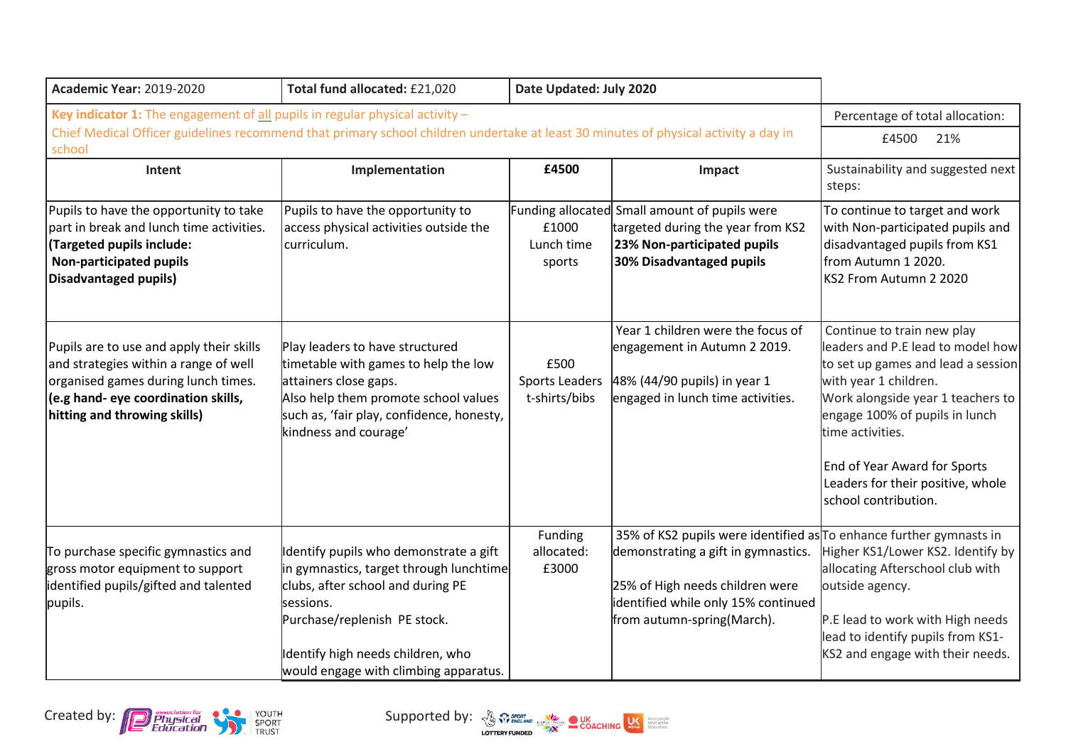| **Academic Year:** 2019-2020 | **Total fund allocated:** £21,020 | **Date Updated: July 2020** | | |
|---|---|---|---|---|
| **Key indicator 1:** The engagement of all pupils in regular physical activity – Chief Medical Officer guidelines recommend that primary school children undertake at least 30 minutes of physical activity a day in school | | | | Percentage of total allocation: £4500 21% |
| **Intent** | **Implementation** | **£4500** | **Impact** | Sustainability and suggested next steps: |
| Pupils to have the opportunity to take part in break and lunch time activities. **(Targeted pupils include: Non-participated pupils Disadvantaged pupils)** | Pupils to have the opportunity to access physical activities outside the curriculum. | Funding allocated £1000 Lunch time sports | Small amount of pupils were targeted during the year from KS2 **23% Non-participated pupils** **30% Disadvantaged pupils** | To continue to target and work with Non-participated pupils and disadvantaged pupils from KS1 from Autumn 1 2020. KS2 From Autumn 2 2020 |
| Pupils are to use and apply their skills and strategies within a range of well organised games during lunch times. **(e.g hand- eye coordination skills, hitting and throwing skills)** | Play leaders to have structured timetable with games to help the low attainers close gaps. Also help them promote school values such as, 'fair play, confidence, honesty, kindness and courage' | £500 Sports Leaders t-shirts/bibs | Year 1 children were the focus of engagement in Autumn 2 2019. 48% (44/90 pupils) in year 1 engaged in lunch time activities. | Continue to train new play leaders and P.E lead to model how to set up games and lead a session with year 1 children. Work alongside year 1 teachers to engage 100% of pupils in lunch time activities. End of Year Award for Sports Leaders for their positive, whole school contribution. |
| To purchase specific gymnastics and gross motor equipment to support identified pupils/gifted and talented pupils. | Identify pupils who demonstrate a gift in gymnastics, target through lunchtime clubs, after school and during PE sessions. Purchase/replenish PE stock. Identify high needs children, who would engage with climbing apparatus. | Funding allocated: £3000 | 35% of KS2 pupils were identified as demonstrating a gift in gymnastics. 25% of High needs children were identified while only 15% continued from autumn-spring(March). | To enhance further gymnasts in Higher KS1/Lower KS2. Identify by allocating Afterschool club with outside agency. P.E lead to work with High needs lead to identify pupils from KS1-KS2 and engage with their needs. |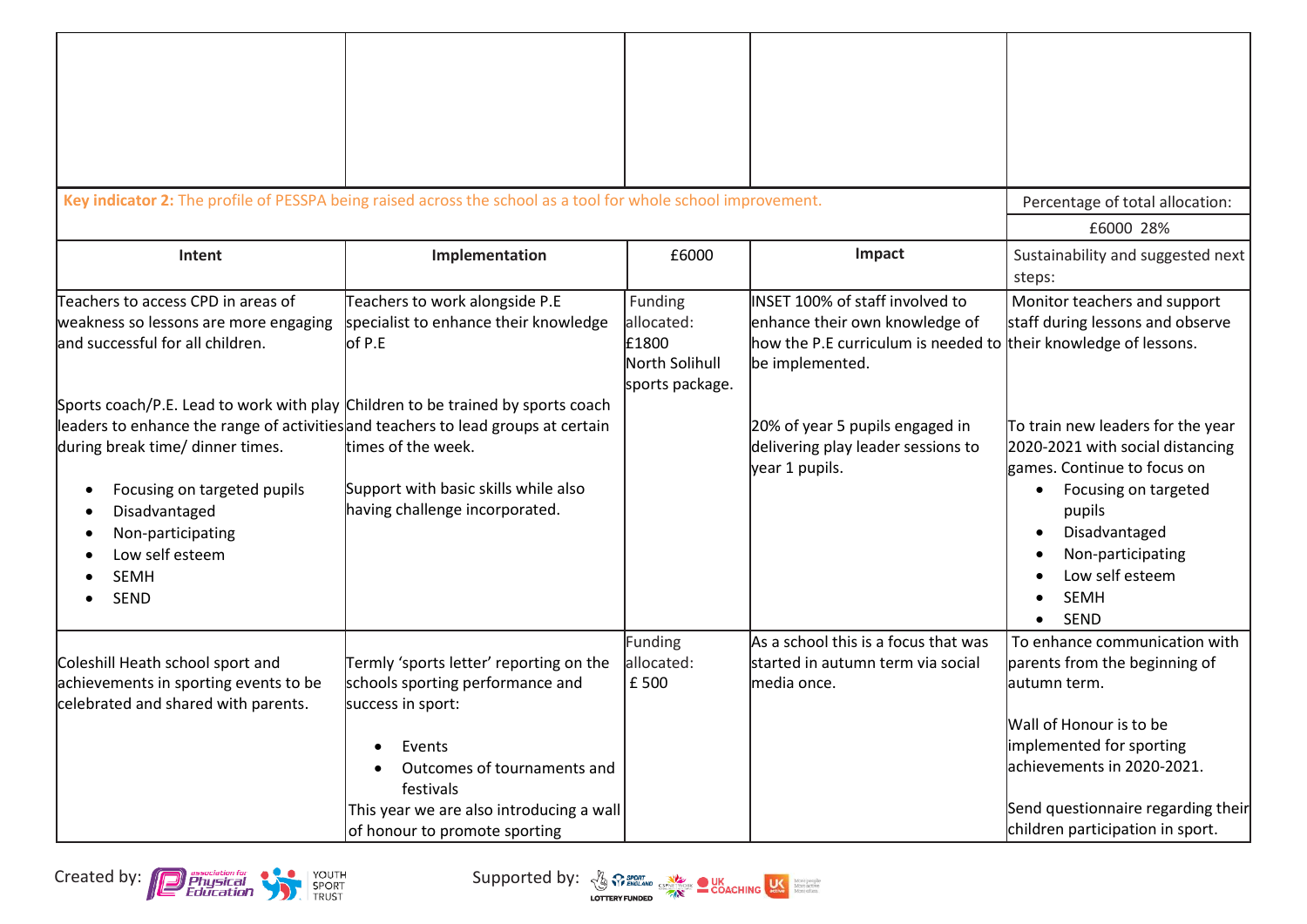| | | | | |
|---|---|---|---|---|
| | | | | |
| **Key indicator 2:** The profile of PESSPA being raised across the school as a tool for whole school improvement. | | | | Percentage of total allocation: |
| | | | | £6000 28% |
| **Intent** | **Implementation** | £6000 | **Impact** | Sustainability and suggested next steps: |
| Teachers to access CPD in areas of weakness so lessons are more engaging and successful for all children.<br><br>Sports coach/P.E. Lead to work with play leaders to enhance the range of activities during break time/ dinner times.<br><br>• Focusing on targeted pupils<br>• Disadvantaged<br>• Non-participating<br>• Low self esteem<br>• SEMH<br>• SEND | Teachers to work alongside P.E specialist to enhance their knowledge of P.E<br><br>Children to be trained by sports coach and teachers to lead groups at certain times of the week.<br><br>Support with basic skills while also having challenge incorporated. | Funding allocated: £1800 North Solihull sports package. | INSET 100% of staff involved to enhance their own knowledge of how the P.E curriculum is needed to be implemented.<br><br>20% of year 5 pupils engaged in delivering play leader sessions to year 1 pupils. | Monitor teachers and support staff during lessons and observe their knowledge of lessons.<br><br>To train new leaders for the year 2020-2021 with social distancing games. Continue to focus on<br>• Focusing on targeted pupils<br>• Disadvantaged<br>• Non-participating<br>• Low self esteem<br>• SEMH<br>• SEND |
| Coleshill Heath school sport and achievements in sporting events to be celebrated and shared with parents. | Termly 'sports letter' reporting on the schools sporting performance and success in sport:<br><br>• Events<br>• Outcomes of tournaments and festivals<br><br>This year we are also introducing a wall of honour to promote sporting | Funding allocated: £ 500 | As a school this is a focus that was started in autumn term via social media once. | To enhance communication with parents from the beginning of autumn term.<br><br>Wall of Honour is to be implemented for sporting achievements in 2020-2021.<br><br>Send questionnaire regarding their children participation in sport. |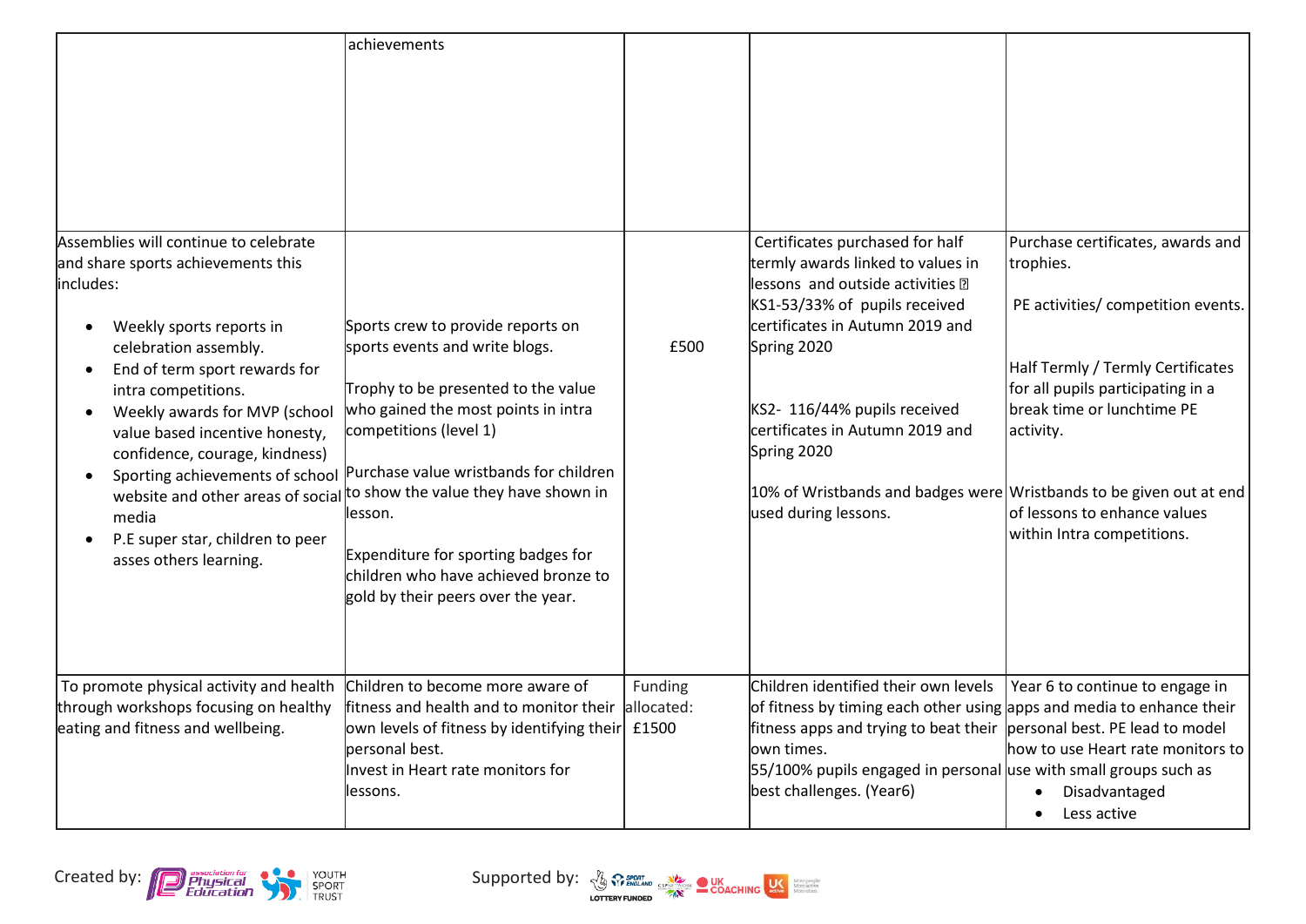| | | | | |
|---|---|---|---|---|
| | achievements | | | |
| Assemblies will continue to celebrate and share sports achievements this includes:<br><ul><li>Weekly sports reports in celebration assembly.</li><li>End of term sport rewards for intra competitions.</li><li>Weekly awards for MVP (school value based incentive honesty, confidence, courage, kindness)</li><li>Sporting achievements of school website and other areas of social media</li><li>P.E super star, children to peer asses others learning.</li></ul> | Sports crew to provide reports on sports events and write blogs.<br><br>Trophy to be presented to the value who gained the most points in intra competitions (level 1)<br><br>Purchase value wristbands for children to show the value they have shown in lesson.<br><br>Expenditure for sporting badges for children who have achieved bronze to gold by their peers over the year. | £500 | Certificates purchased for half termly awards linked to values in lessons and outside activities KS1-53/33% of pupils received certificates in Autumn 2019 and Spring 2020<br><br>KS2- 116/44% pupils received certificates in Autumn 2019 and Spring 2020<br><br>10% of Wristbands and badges were used during lessons. | Purchase certificates, awards and trophies.<br><br>PE activities/ competition events.<br><br>Half Termly / Termly Certificates for all pupils participating in a break time or lunchtime PE activity.<br><br>Wristbands to be given out at end of lessons to enhance values within Intra competitions. |
| To promote physical activity and health through workshops focusing on healthy eating and fitness and wellbeing. | Children to become more aware of fitness and health and to monitor their own levels of fitness by identifying their personal best.<br>Invest in Heart rate monitors for lessons. | Funding allocated: £1500 | Children identified their own levels of fitness by timing each other using fitness apps and trying to beat their own times.<br>55/100% pupils engaged in personal best challenges. (Year6) | Year 6 to continue to engage in apps and media to enhance their personal best. PE lead to model how to use Heart rate monitors to use with small groups such as<br><ul><li>Disadvantaged</li><li>Less active</li></ul> |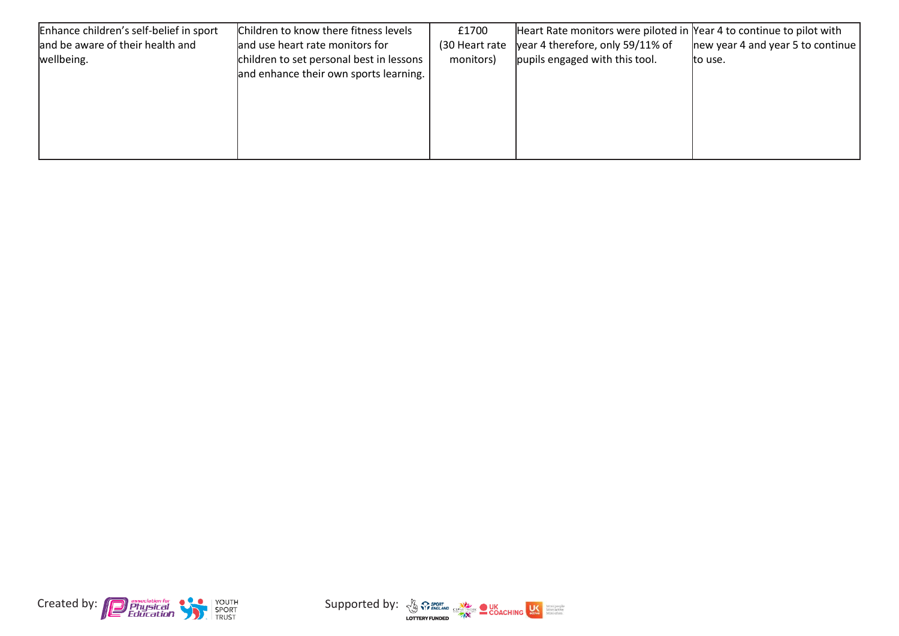| | | | | |
|---|---|---|---|---|
| Enhance children's self-belief in sport and be aware of their health and wellbeing. | Children to know there fitness levels and use heart rate monitors for children to set personal best in lessons and enhance their own sports learning. | £1700 (30 Heart rate monitors) | Heart Rate monitors were piloted in year 4 therefore, only 59/11% of pupils engaged with this tool. | Year 4 to continue to pilot with new year 4 and year 5 to continue to use. |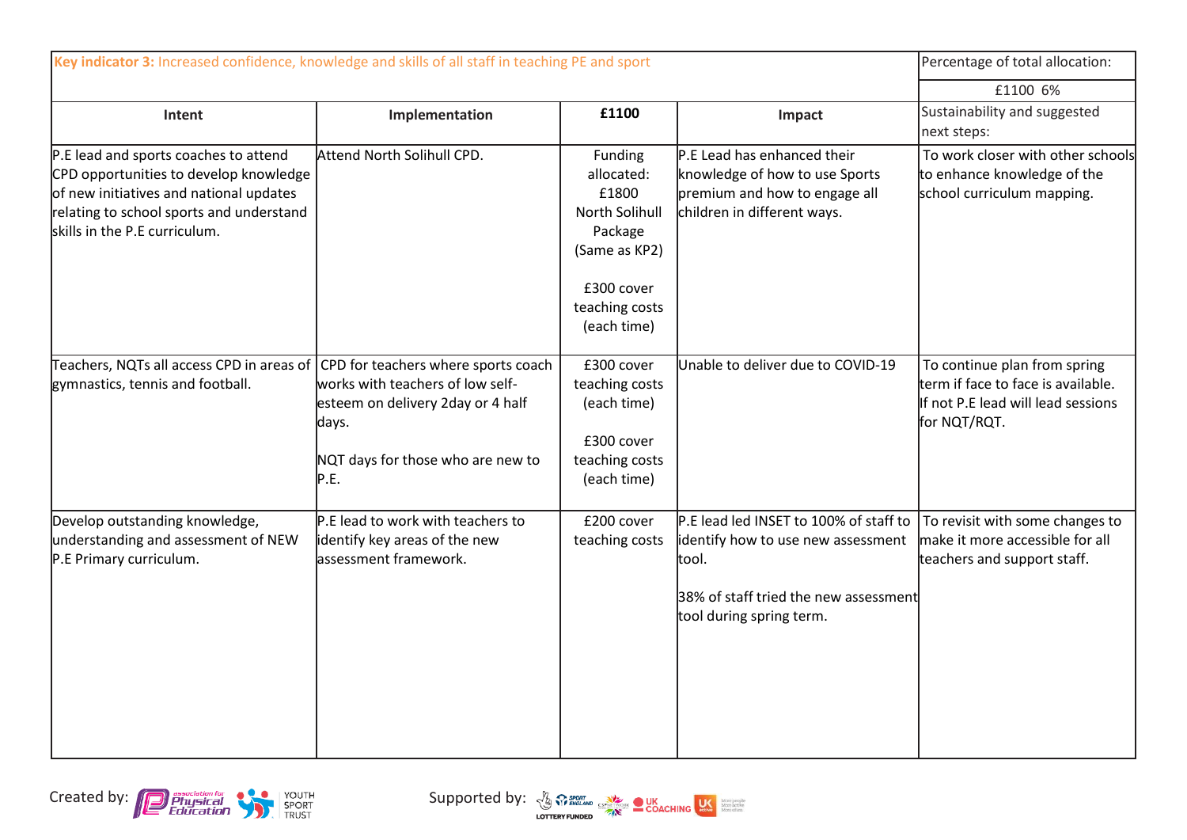| Key indicator 3: Increased confidence, knowledge and skills of all staff in teaching PE and sport | | | | Percentage of total allocation: |
|---|---|---|---|---|
| | | | | £1100 6% |
| **Intent** | **Implementation** | **£1100** | **Impact** | Sustainability and suggested next steps: |
| P.E lead and sports coaches to attend CPD opportunities to develop knowledge of new initiatives and national updates relating to school sports and understand skills in the P.E curriculum. | Attend North Solihull CPD. | Funding allocated: £1800 North Solihull Package (Same as KP2)<br><br>£300 cover teaching costs (each time) | P.E Lead has enhanced their knowledge of how to use Sports premium and how to engage all children in different ways. | To work closer with other schools to enhance knowledge of the school curriculum mapping. |
| Teachers, NQTs all access CPD in areas of gymnastics, tennis and football. | CPD for teachers where sports coach works with teachers of low self-esteem on delivery 2day or 4 half days.<br><br>NQT days for those who are new to P.E. | £300 cover teaching costs (each time)<br><br>£300 cover teaching costs (each time) | Unable to deliver due to COVID-19 | To continue plan from spring term if face to face is available. If not P.E lead will lead sessions for NQT/RQT. |
| Develop outstanding knowledge, understanding and assessment of NEW P.E Primary curriculum. | P.E lead to work with teachers to identify key areas of the new assessment framework. | £200 cover teaching costs | P.E lead led INSET to 100% of staff to identify how to use new assessment tool.<br><br>38% of staff tried the new assessment tool during spring term. | To revisit with some changes to make it more accessible for all teachers and support staff. |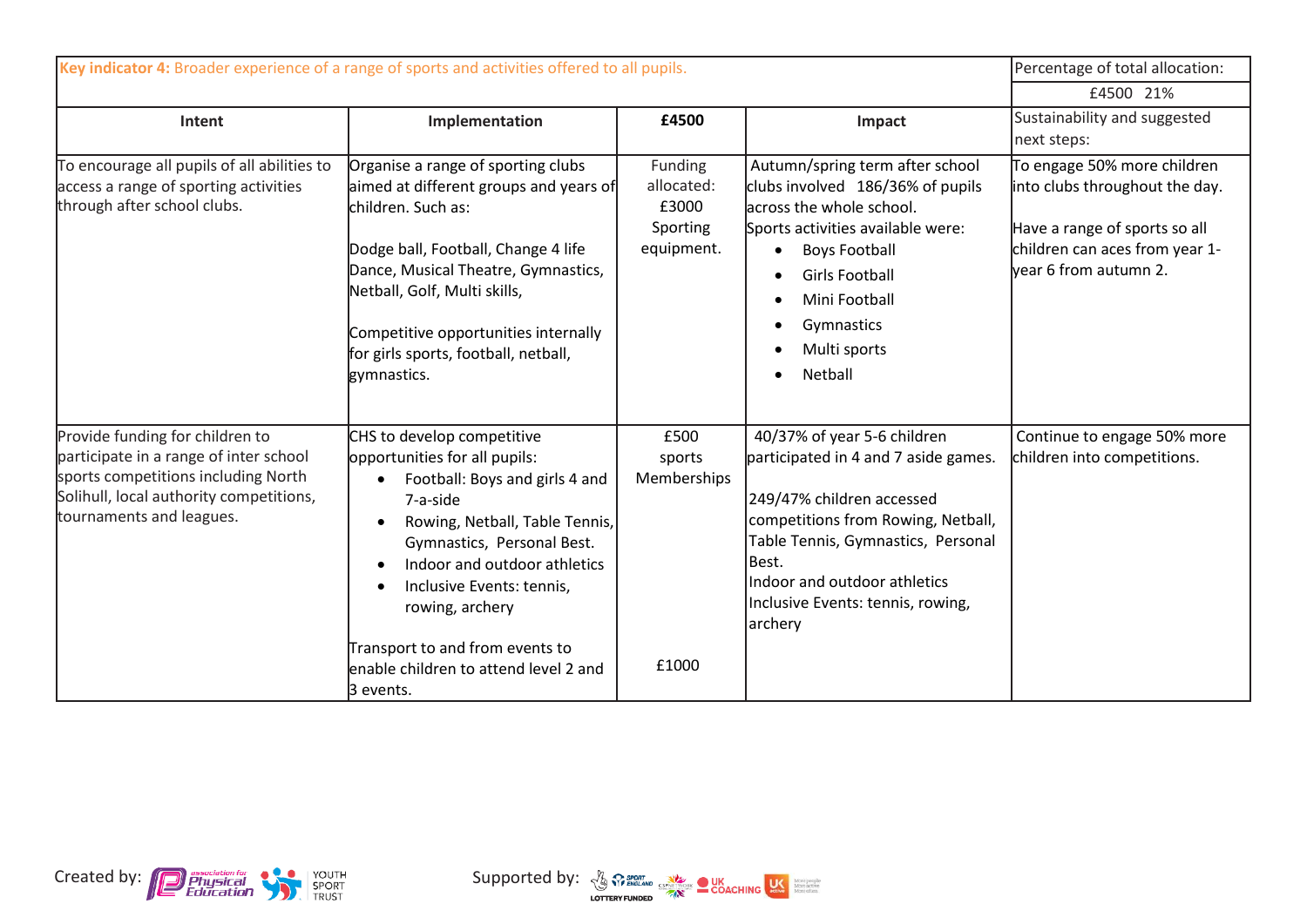| Key indicator 4: Broader experience of a range of sports and activities offered to all pupils. | | | | Percentage of total allocation: |
|---|---|---|---|---|
| | | | | £4500 21% |
| **Intent** | **Implementation** | **£4500** | **Impact** | Sustainability and suggested next steps: |
| To encourage all pupils of all abilities to access a range of sporting activities through after school clubs. | Organise a range of sporting clubs aimed at different groups and years of children. Such as:<br><br>Dodge ball, Football, Change 4 life Dance, Musical Theatre, Gymnastics, Netball, Golf, Multi skills,<br><br>Competitive opportunities internally for girls sports, football, netball, gymnastics. | Funding allocated: £3000 Sporting equipment. | Autumn/spring term after school clubs involved 186/36% of pupils across the whole school.<br>Sports activities available were:<br>• Boys Football<br>• Girls Football<br>• Mini Football<br>• Gymnastics<br>• Multi sports<br>• Netball | To engage 50% more children into clubs throughout the day.<br><br>Have a range of sports so all children can aces from year 1-year 6 from autumn 2. |
| Provide funding for children to participate in a range of inter school sports competitions including North Solihull, local authority competitions, tournaments and leagues. | CHS to develop competitive opportunities for all pupils:<br>• Football: Boys and girls 4 and 7-a-side<br>• Rowing, Netball, Table Tennis, Gymnastics, Personal Best.<br>• Indoor and outdoor athletics<br>• Inclusive Events: tennis, rowing, archery<br><br>Transport to and from events to enable children to attend level 2 and 3 events. | £500 sports Memberships<br><br><br><br><br><br><br>£1000 | 40/37% of year 5-6 children participated in 4 and 7 aside games.<br><br>249/47% children accessed competitions from Rowing, Netball, Table Tennis, Gymnastics, Personal Best.<br>Indoor and outdoor athletics<br>Inclusive Events: tennis, rowing, archery | Continue to engage 50% more children into competitions. |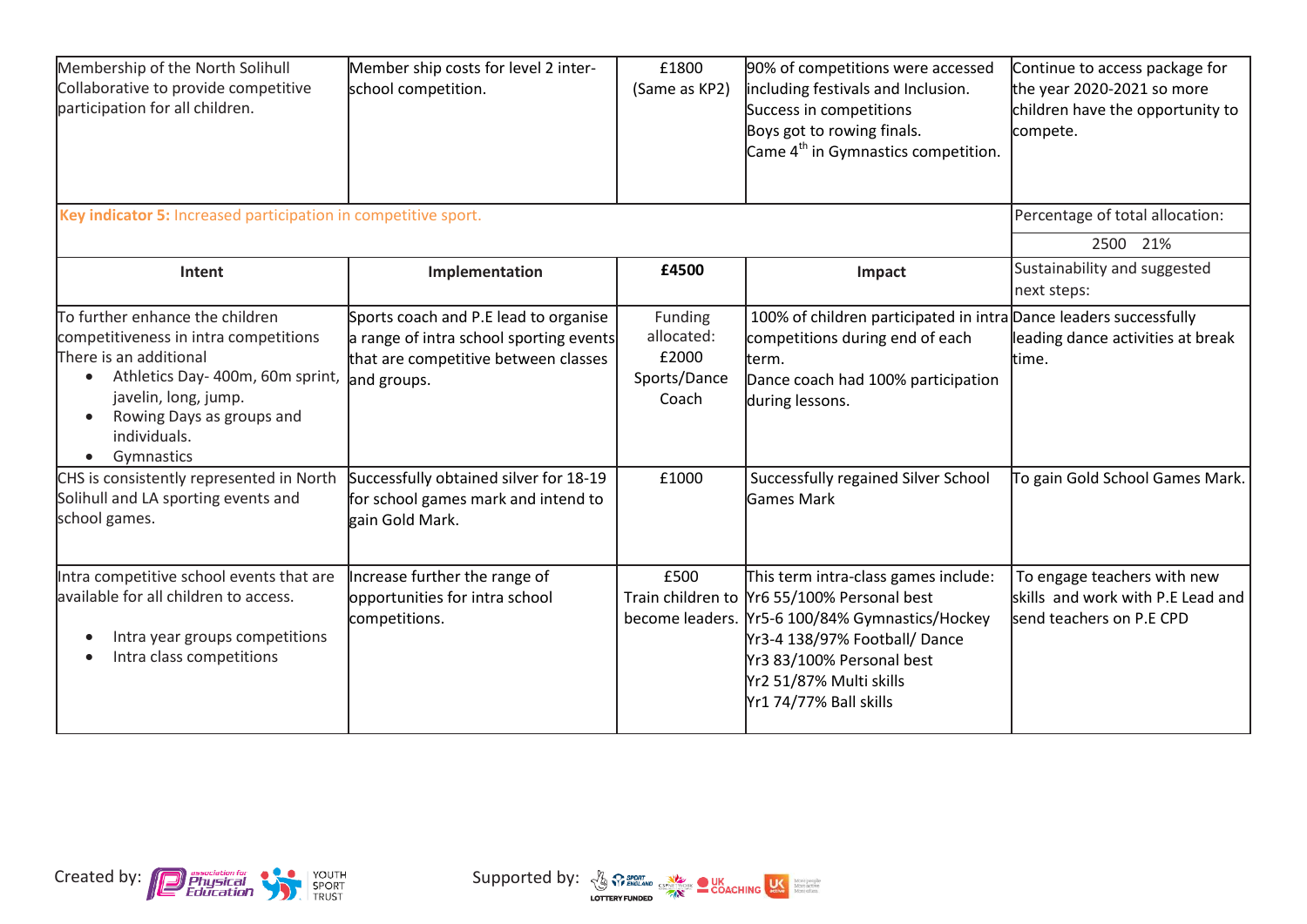| Membership of the North Solihull Collaborative to provide competitive participation for all children. | Member ship costs for level 2 inter-school competition. | £1800 (Same as KP2) | 90% of competitions were accessed including festivals and Inclusion. Success in competitions Boys got to rowing finals. Came 4th in Gymnastics competition. | Continue to access package for the year 2020-2021 so more children have the opportunity to compete. |
|---|---|---|---|---|

| **Key indicator 5:** Increased participation in competitive sport. | | | | Percentage of total allocation: |
|---|---|---|---|---|
| | | | | 2500 21% |
| **Intent** | **Implementation** | **£4500** | **Impact** | Sustainability and suggested next steps: |
| To further enhance the children competitiveness in intra competitions There is an additional<br>• Athletics Day- 400m, 60m sprint, javelin, long, jump.<br>• Rowing Days as groups and individuals.<br>• Gymnastics | Sports coach and P.E lead to organise a range of intra school sporting events that are competitive between classes and groups. | Funding allocated: £2000 Sports/Dance Coach | 100% of children participated in intra competitions during end of each term.<br>Dance coach had 100% participation during lessons. | Dance leaders successfully leading dance activities at break time. |
| CHS is consistently represented in North Solihull and LA sporting events and school games. | Successfully obtained silver for 18-19 for school games mark and intend to gain Gold Mark. | £1000 | Successfully regained Silver School Games Mark | To gain Gold School Games Mark. |
| Intra competitive school events that are available for all children to access.<br>• Intra year groups competitions<br>• Intra class competitions | Increase further the range of opportunities for intra school competitions. | £500 Train children to become leaders. | This term intra-class games include:<br>Yr6 55/100% Personal best<br>Yr5-6 100/84% Gymnastics/Hockey<br>Yr3-4 138/97% Football/ Dance<br>Yr3 83/100% Personal best<br>Yr2 51/87% Multi skills<br>Yr1 74/77% Ball skills | To engage teachers with new skills and work with P.E Lead and send teachers on P.E CPD |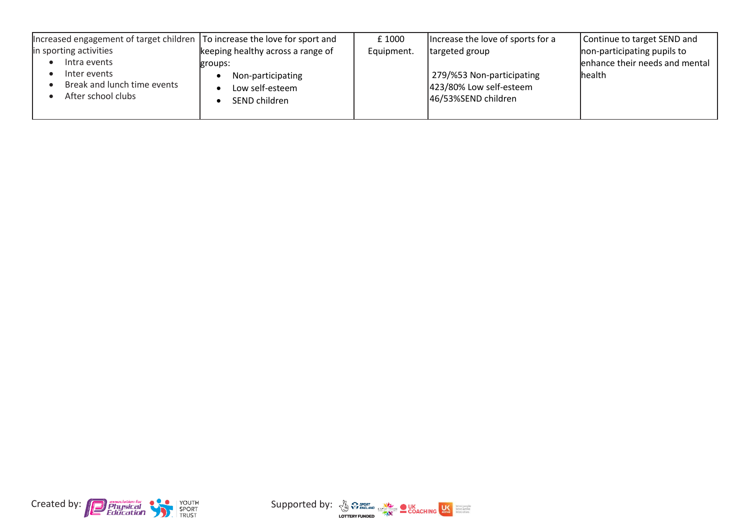| | | | | |
|---|---|---|---|---|
| Increased engagement of target children in sporting activities<br>• Intra events<br>• Inter events<br>• Break and lunch time events<br>• After school clubs | To increase the love for sport and keeping healthy across a range of groups:<br>• Non-participating<br>• Low self-esteem<br>• SEND children | £ 1000 Equipment. | Increase the love of sports for a targeted group<br><br>279/%53 Non-participating<br>423/80% Low self-esteem<br>46/53%SEND children | Continue to target SEND and non-participating pupils to enhance their needs and mental health |

Created by: association for Physical Education, YOUTH SPORT TRUST

Supported by: SPORT ENGLAND, LOTTERY FUNDED, CSPNETWORK, UK COACHING, UK active